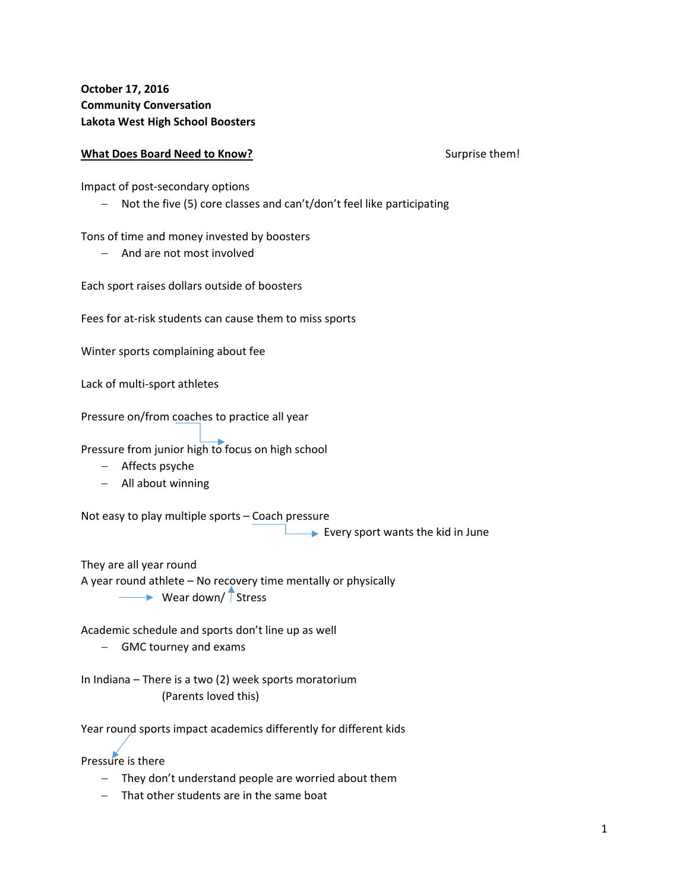**October 17, 2016**
**Community Conversation**
**Lakota West High School Boosters**

**<u>What Does Board Need to Know?</u>** Surprise them!

Impact of post-secondary options

- Not the five (5) core classes and can't/don't feel like participating

Tons of time and money invested by boosters

- And are not most involved

Each sport raises dollars outside of boosters

Fees for at-risk students can cause them to miss sports

Winter sports complaining about fee

Lack of multi-sport athletes

Pressure on/from coaches to practice all year

Pressure from junior high to focus on high school

- Affects psyche
- All about winning

Not easy to play multiple sports – Coach pressure

→ Every sport wants the kid in June

They are all year round

A year round athlete – No recovery time mentally or physically

→ Wear down/ ↑ Stress

Academic schedule and sports don't line up as well

- GMC tourney and exams

In Indiana – There is a two (2) week sports moratorium

(Parents loved this)

Year round sports impact academics differently for different kids

Pressure is there

- They don't understand people are worried about them
- That other students are in the same boat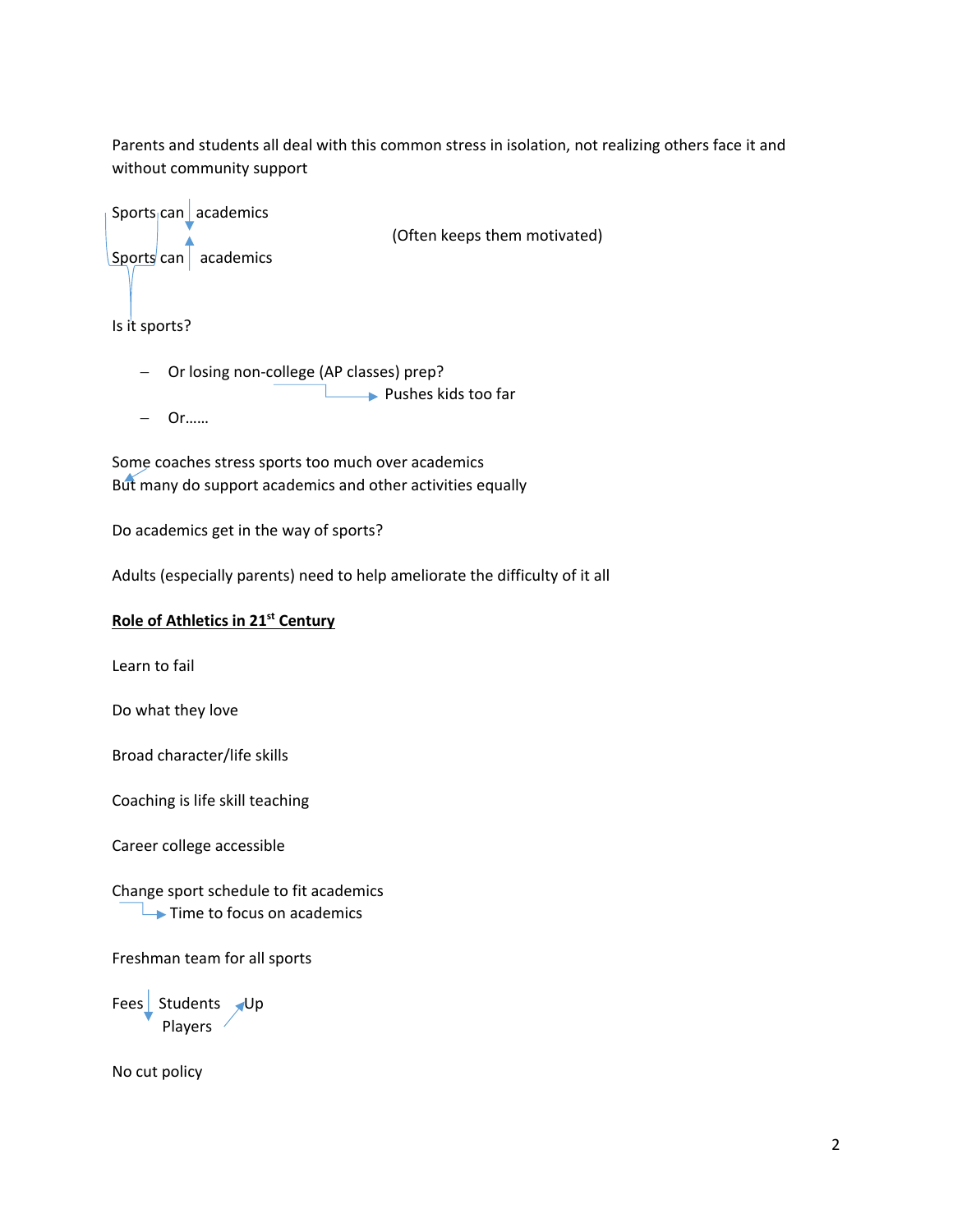Parents and students all deal with this common stress in isolation, not realizing others face it and without community support

Sports can ↓ academics

Sports can ↑ academics

(Often keeps them motivated)

Is it sports?

- Or losing non-college (AP classes) prep?
  → Pushes kids too far
- Or……

Some coaches stress sports too much over academics
But many do support academics and other activities equally

Do academics get in the way of sports?

Adults (especially parents) need to help ameliorate the difficulty of it all

**Role of Athletics in 21st Century**

Learn to fail

Do what they love

Broad character/life skills

Coaching is life skill teaching

Career college accessible

Change sport schedule to fit academics
→ Time to focus on academics

Freshman team for all sports

Fees ↓ Students
Players ↗ Up

No cut policy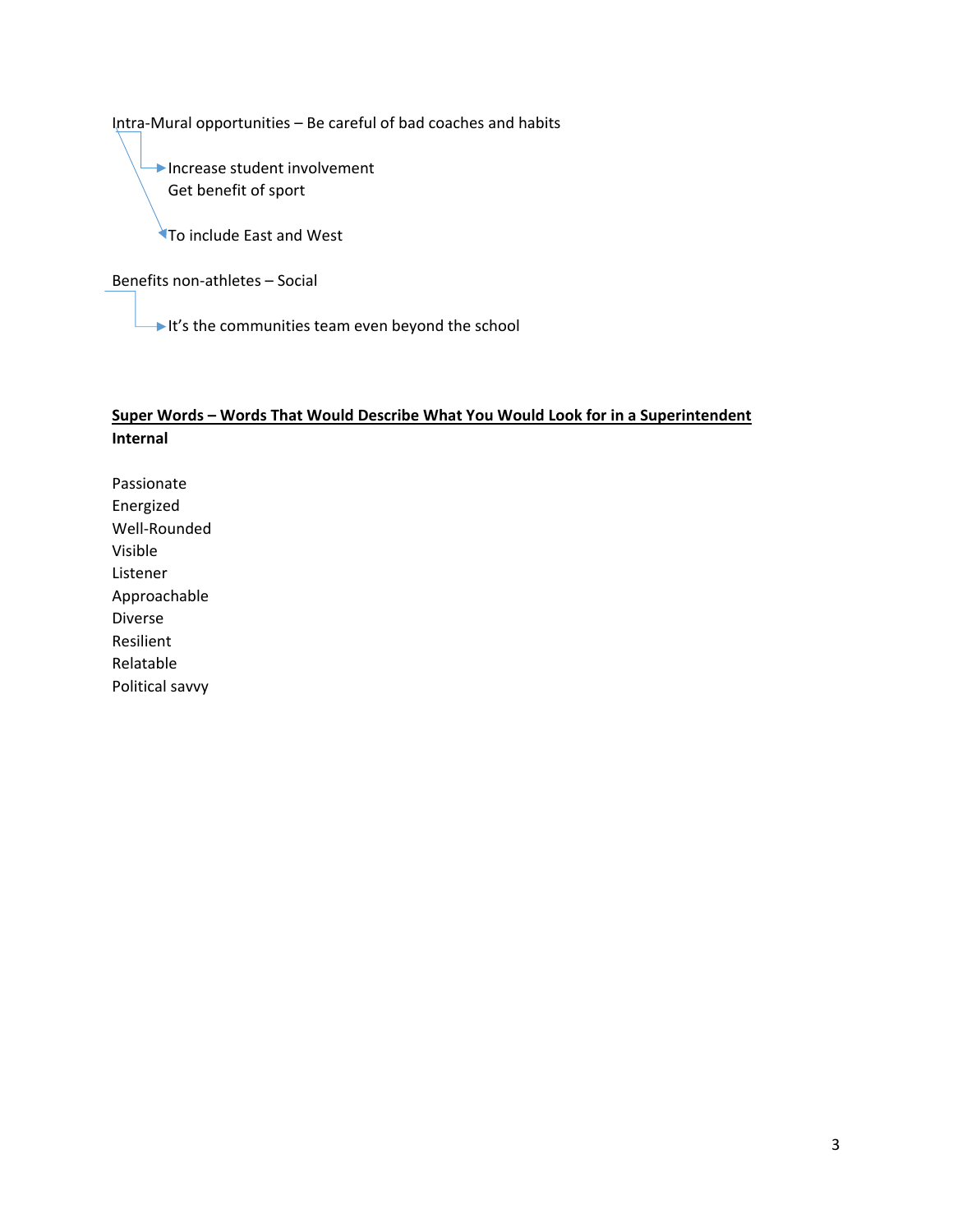Intra-Mural opportunities – Be careful of bad coaches and habits

- Increase student involvement
  Get benefit of sport
- To include East and West

Benefits non-athletes – Social

- It's the communities team even beyond the school

**<u>Super Words – Words That Would Describe What You Would Look for in a Superintendent</u>**

**Internal**

Passionate
Energized
Well-Rounded
Visible
Listener
Approachable
Diverse
Resilient
Relatable
Political savvy